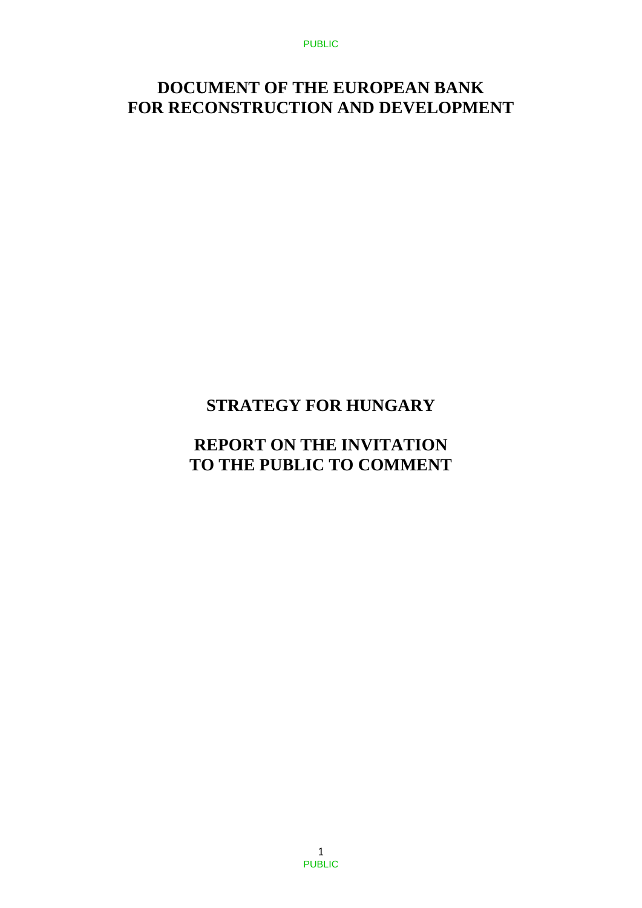# DOCUMENT OF THE EUROPEAN BANK FOR RECONSTRUCTION AND DEVELOPMENT

## STRATEGY FOR HUNGARY

## REPORT ON THE INVITATION TO THE PUBLIC TO COMMENT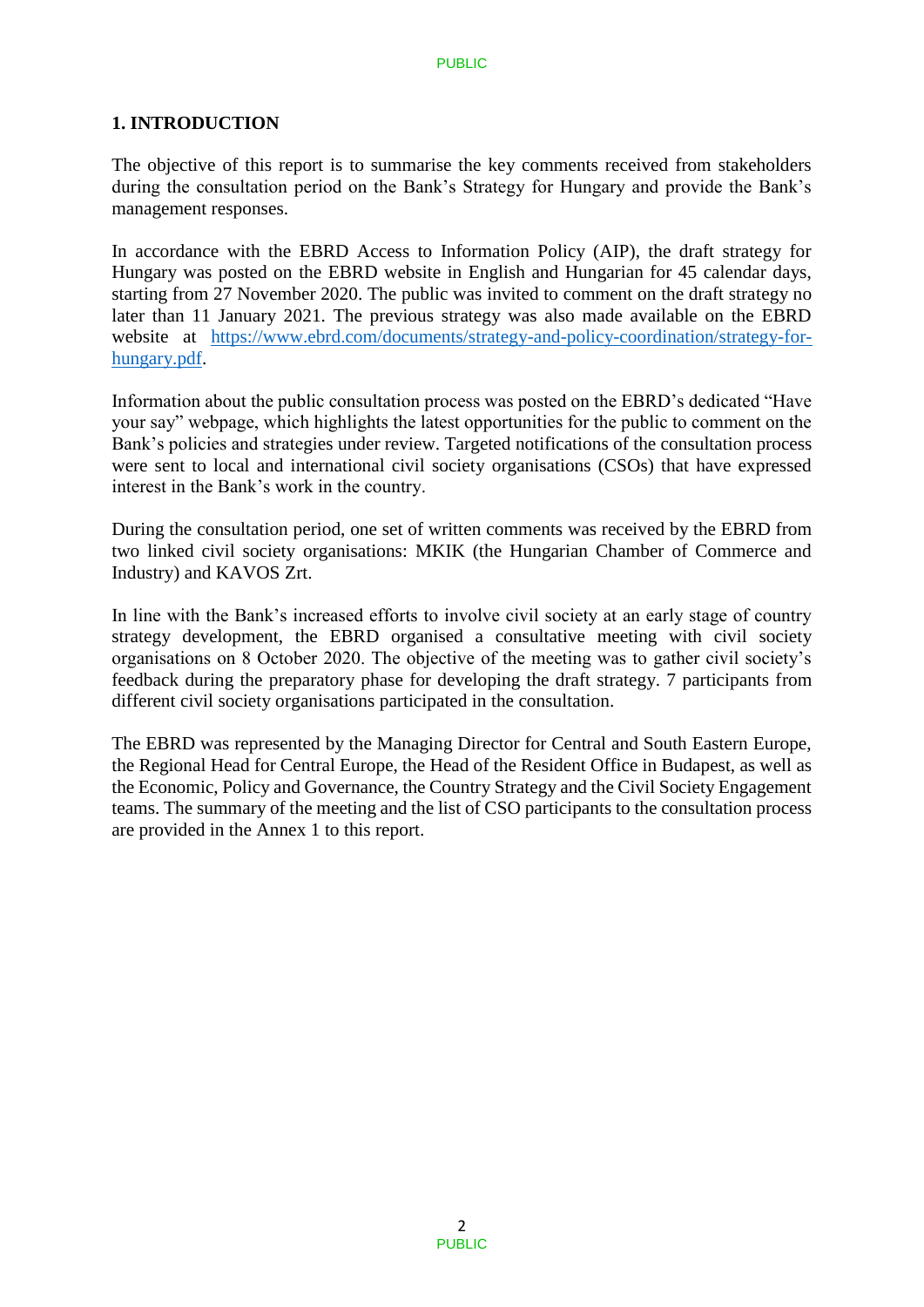## 1. INTRODUCTION

The objective of this report is to summarise the key comments received from stakeholders during the consultation period on the Bank's Strategy for Hungary and provide the Bank's management responses.

In accordance with the EBRD Access to Information Policy (AIP), the draft strategy for Hungary was posted on the EBRD website in English and Hungarian for 45 calendar days, starting from 27 November 2020. The public was invited to comment on the draft strategy no later than 11 January 2021. The previous strategy was also made available on the EBRD website at [https://www.ebrd.com/documents/strategy-and-policy-coordination/strategy-for-hungary.pdf](https://www.ebrd.com/documents/strategy-and-policy-coordination/strategy-for-hungary.pdf).

Information about the public consultation process was posted on the EBRD's dedicated "Have your say" webpage, which highlights the latest opportunities for the public to comment on the Bank's policies and strategies under review. Targeted notifications of the consultation process were sent to local and international civil society organisations (CSOs) that have expressed interest in the Bank's work in the country.

During the consultation period, one set of written comments was received by the EBRD from two linked civil society organisations: MKIK (the Hungarian Chamber of Commerce and Industry) and KAVOS Zrt.

In line with the Bank's increased efforts to involve civil society at an early stage of country strategy development, the EBRD organised a consultative meeting with civil society organisations on 8 October 2020. The objective of the meeting was to gather civil society's feedback during the preparatory phase for developing the draft strategy. 7 participants from different civil society organisations participated in the consultation.

The EBRD was represented by the Managing Director for Central and South Eastern Europe, the Regional Head for Central Europe, the Head of the Resident Office in Budapest, as well as the Economic, Policy and Governance, the Country Strategy and the Civil Society Engagement teams. The summary of the meeting and the list of CSO participants to the consultation process are provided in the Annex 1 to this report.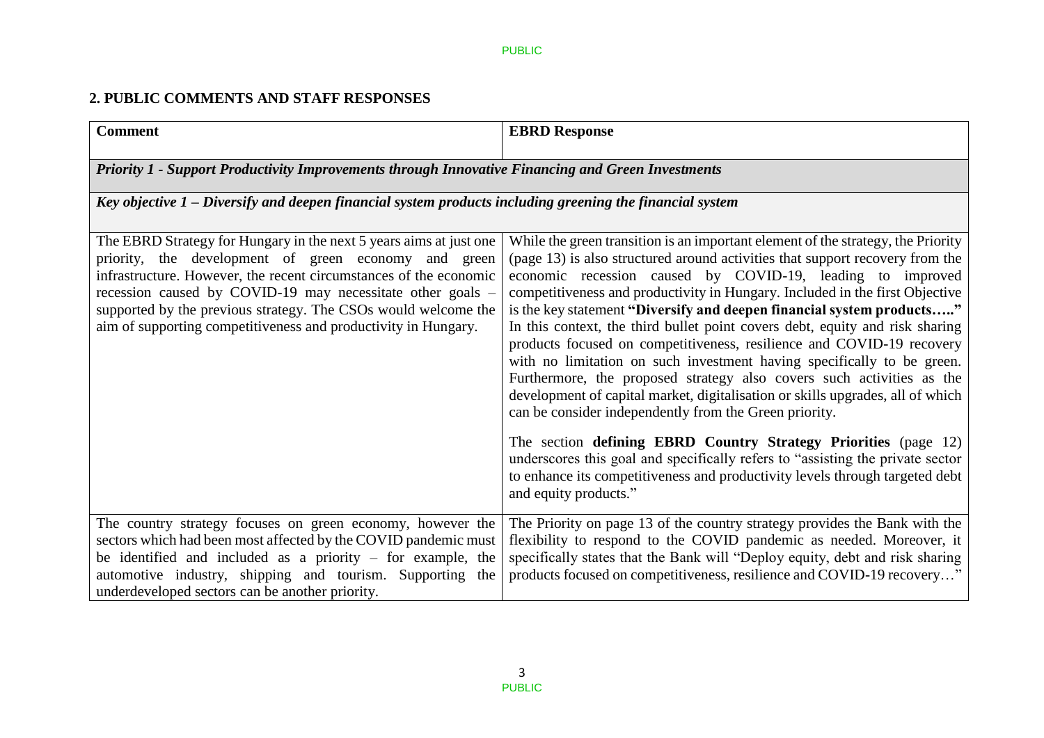## 2. PUBLIC COMMENTS AND STAFF RESPONSES

| Comment | EBRD Response |
|---|---|
| ***Priority 1 - Support Productivity Improvements through Innovative Financing and Green Investments*** | |
| ***Key objective 1 – Diversify and deepen financial system products including greening the financial system*** | |
| The EBRD Strategy for Hungary in the next 5 years aims at just one priority, the development of green economy and green infrastructure. However, the recent circumstances of the economic recession caused by COVID-19 may necessitate other goals – supported by the previous strategy. The CSOs would welcome the aim of supporting competitiveness and productivity in Hungary. | While the green transition is an important element of the strategy, the Priority (page 13) is also structured around activities that support recovery from the economic recession caused by COVID-19, leading to improved competitiveness and productivity in Hungary. Included in the first Objective is the key statement **"Diversify and deepen financial system products….."** In this context, the third bullet point covers debt, equity and risk sharing products focused on competitiveness, resilience and COVID-19 recovery with no limitation on such investment having specifically to be green. Furthermore, the proposed strategy also covers such activities as the development of capital market, digitalisation or skills upgrades, all of which can be consider independently from the Green priority.<br><br>The section **defining EBRD Country Strategy Priorities** (page 12) underscores this goal and specifically refers to "assisting the private sector to enhance its competitiveness and productivity levels through targeted debt and equity products." |
| The country strategy focuses on green economy, however the sectors which had been most affected by the COVID pandemic must be identified and included as a priority – for example, the automotive industry, shipping and tourism. Supporting the underdeveloped sectors can be another priority. | The Priority on page 13 of the country strategy provides the Bank with the flexibility to respond to the COVID pandemic as needed. Moreover, it specifically states that the Bank will "Deploy equity, debt and risk sharing products focused on competitiveness, resilience and COVID-19 recovery…" |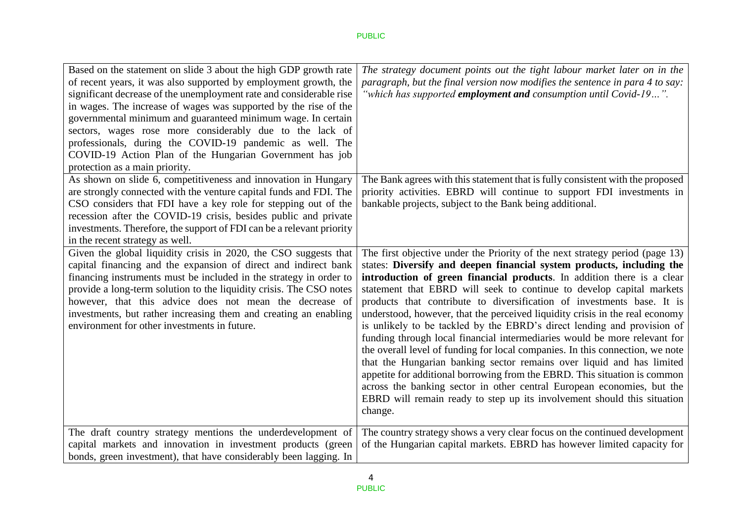| | |
|---|---|
| Based on the statement on slide 3 about the high GDP growth rate of recent years, it was also supported by employment growth, the significant decrease of the unemployment rate and considerable rise in wages. The increase of wages was supported by the rise of the governmental minimum and guaranteed minimum wage. In certain sectors, wages rose more considerably due to the lack of professionals, during the COVID-19 pandemic as well. The COVID-19 Action Plan of the Hungarian Government has job protection as a main priority. | *The strategy document points out the tight labour market later on in the paragraph, but the final version now modifies the sentence in para 4 to say: "which has supported **employment and** consumption until Covid-19…".* |
| As shown on slide 6, competitiveness and innovation in Hungary are strongly connected with the venture capital funds and FDI. The CSO considers that FDI have a key role for stepping out of the recession after the COVID-19 crisis, besides public and private investments. Therefore, the support of FDI can be a relevant priority in the recent strategy as well. | The Bank agrees with this statement that is fully consistent with the proposed priority activities. EBRD will continue to support FDI investments in bankable projects, subject to the Bank being additional. |
| Given the global liquidity crisis in 2020, the CSO suggests that capital financing and the expansion of direct and indirect bank financing instruments must be included in the strategy in order to provide a long-term solution to the liquidity crisis. The CSO notes however, that this advice does not mean the decrease of investments, but rather increasing them and creating an enabling environment for other investments in future. | The first objective under the Priority of the next strategy period (page 13) states: **Diversify and deepen financial system products, including the introduction of green financial products**. In addition there is a clear statement that EBRD will seek to continue to develop capital markets products that contribute to diversification of investments base. It is understood, however, that the perceived liquidity crisis in the real economy is unlikely to be tackled by the EBRD's direct lending and provision of funding through local financial intermediaries would be more relevant for the overall level of funding for local companies. In this connection, we note that the Hungarian banking sector remains over liquid and has limited appetite for additional borrowing from the EBRD. This situation is common across the banking sector in other central European economies, but the EBRD will remain ready to step up its involvement should this situation change. |
| The draft country strategy mentions the underdevelopment of capital markets and innovation in investment products (green bonds, green investment), that have considerably been lagging. In | The country strategy shows a very clear focus on the continued development of the Hungarian capital markets. EBRD has however limited capacity for |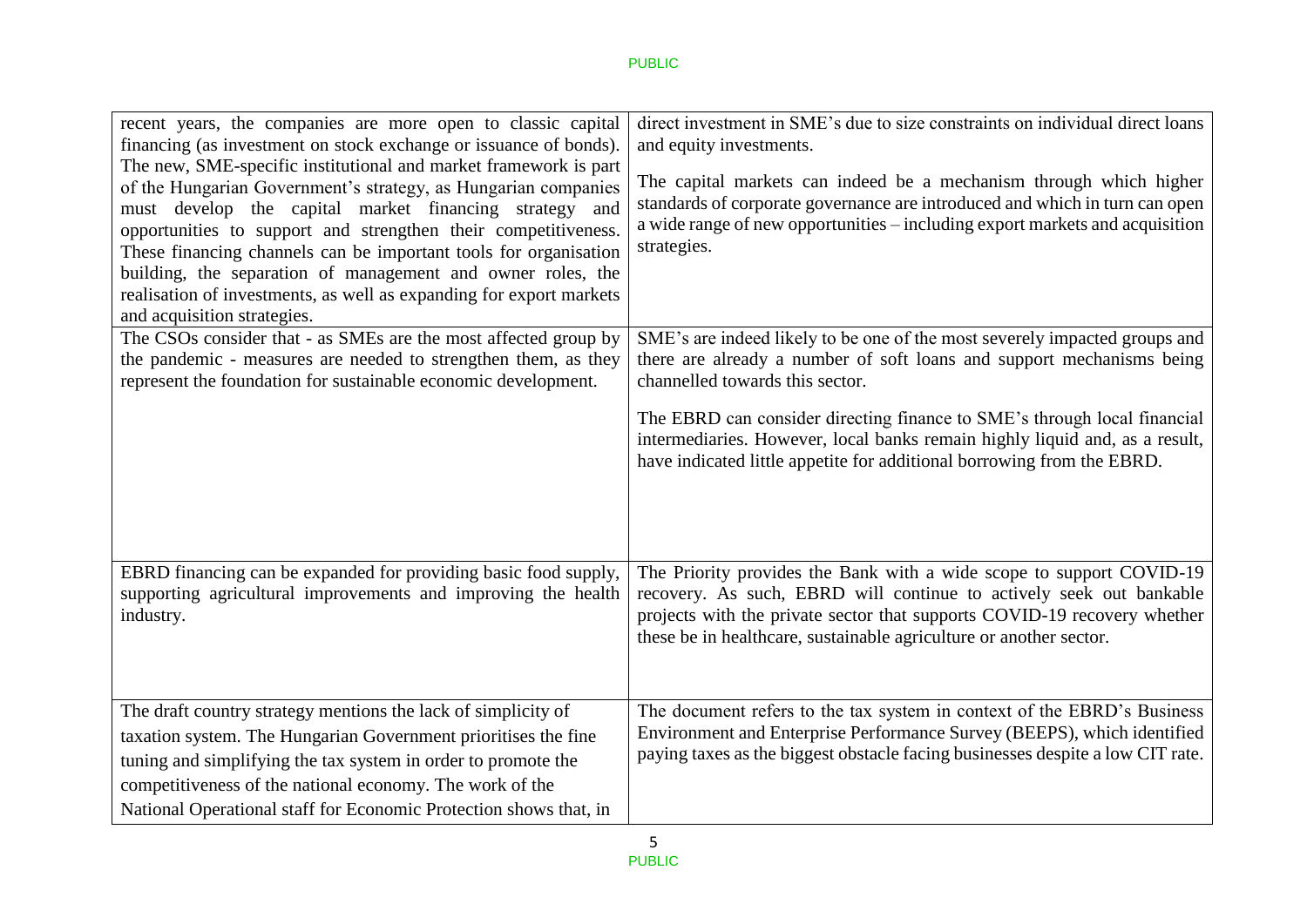| | |
|---|---|
| recent years, the companies are more open to classic capital financing (as investment on stock exchange or issuance of bonds). The new, SME-specific institutional and market framework is part of the Hungarian Government's strategy, as Hungarian companies must develop the capital market financing strategy and opportunities to support and strengthen their competitiveness. These financing channels can be important tools for organisation building, the separation of management and owner roles, the realisation of investments, as well as expanding for export markets and acquisition strategies. | direct investment in SME's due to size constraints on individual direct loans and equity investments.<br><br>The capital markets can indeed be a mechanism through which higher standards of corporate governance are introduced and which in turn can open a wide range of new opportunities – including export markets and acquisition strategies. |
| The CSOs consider that - as SMEs are the most affected group by the pandemic - measures are needed to strengthen them, as they represent the foundation for sustainable economic development. | SME's are indeed likely to be one of the most severely impacted groups and there are already a number of soft loans and support mechanisms being channelled towards this sector.<br><br>The EBRD can consider directing finance to SME's through local financial intermediaries. However, local banks remain highly liquid and, as a result, have indicated little appetite for additional borrowing from the EBRD. |
| EBRD financing can be expanded for providing basic food supply, supporting agricultural improvements and improving the health industry. | The Priority provides the Bank with a wide scope to support COVID-19 recovery. As such, EBRD will continue to actively seek out bankable projects with the private sector that supports COVID-19 recovery whether these be in healthcare, sustainable agriculture or another sector. |
| The draft country strategy mentions the lack of simplicity of taxation system. The Hungarian Government prioritises the fine tuning and simplifying the tax system in order to promote the competitiveness of the national economy. The work of the National Operational staff for Economic Protection shows that, in | The document refers to the tax system in context of the EBRD's Business Environment and Enterprise Performance Survey (BEEPS), which identified paying taxes as the biggest obstacle facing businesses despite a low CIT rate. |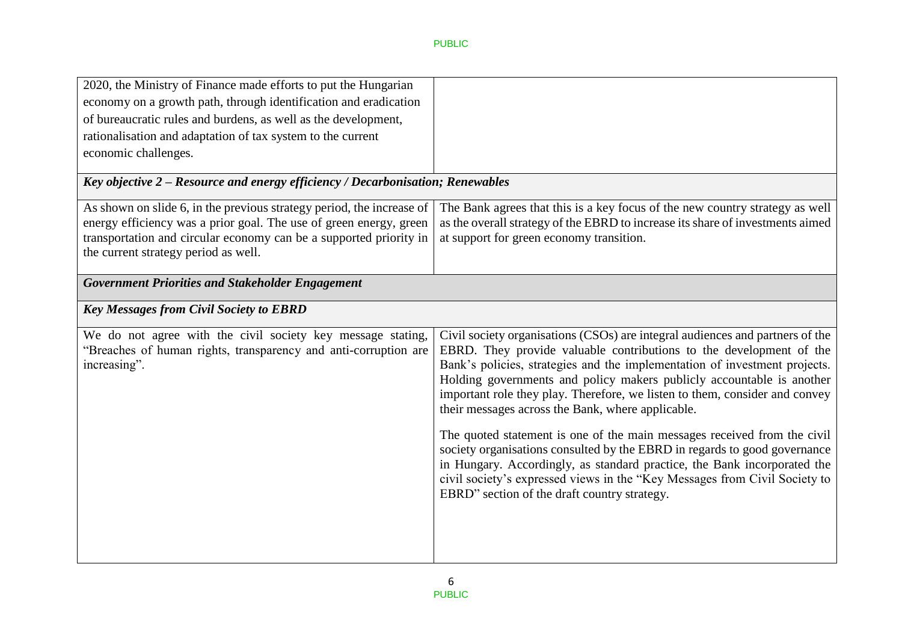| | |
|---|---|
| 2020, the Ministry of Finance made efforts to put the Hungarian economy on a growth path, through identification and eradication of bureaucratic rules and burdens, as well as the development, rationalisation and adaptation of tax system to the current economic challenges. | |
| ***Key objective 2 – Resource and energy efficiency / Decarbonisation; Renewables*** | |
| As shown on slide 6, in the previous strategy period, the increase of energy efficiency was a prior goal. The use of green energy, green transportation and circular economy can be a supported priority in the current strategy period as well. | The Bank agrees that this is a key focus of the new country strategy as well as the overall strategy of the EBRD to increase its share of investments aimed at support for green economy transition. |
| ***Government Priorities and Stakeholder Engagement*** | |
| ***Key Messages from Civil Society to EBRD*** | |
| We do not agree with the civil society key message stating, "Breaches of human rights, transparency and anti-corruption are increasing". | Civil society organisations (CSOs) are integral audiences and partners of the EBRD. They provide valuable contributions to the development of the Bank's policies, strategies and the implementation of investment projects. Holding governments and policy makers publicly accountable is another important role they play. Therefore, we listen to them, consider and convey their messages across the Bank, where applicable.<br><br>The quoted statement is one of the main messages received from the civil society organisations consulted by the EBRD in regards to good governance in Hungary. Accordingly, as standard practice, the Bank incorporated the civil society's expressed views in the "Key Messages from Civil Society to EBRD" section of the draft country strategy. |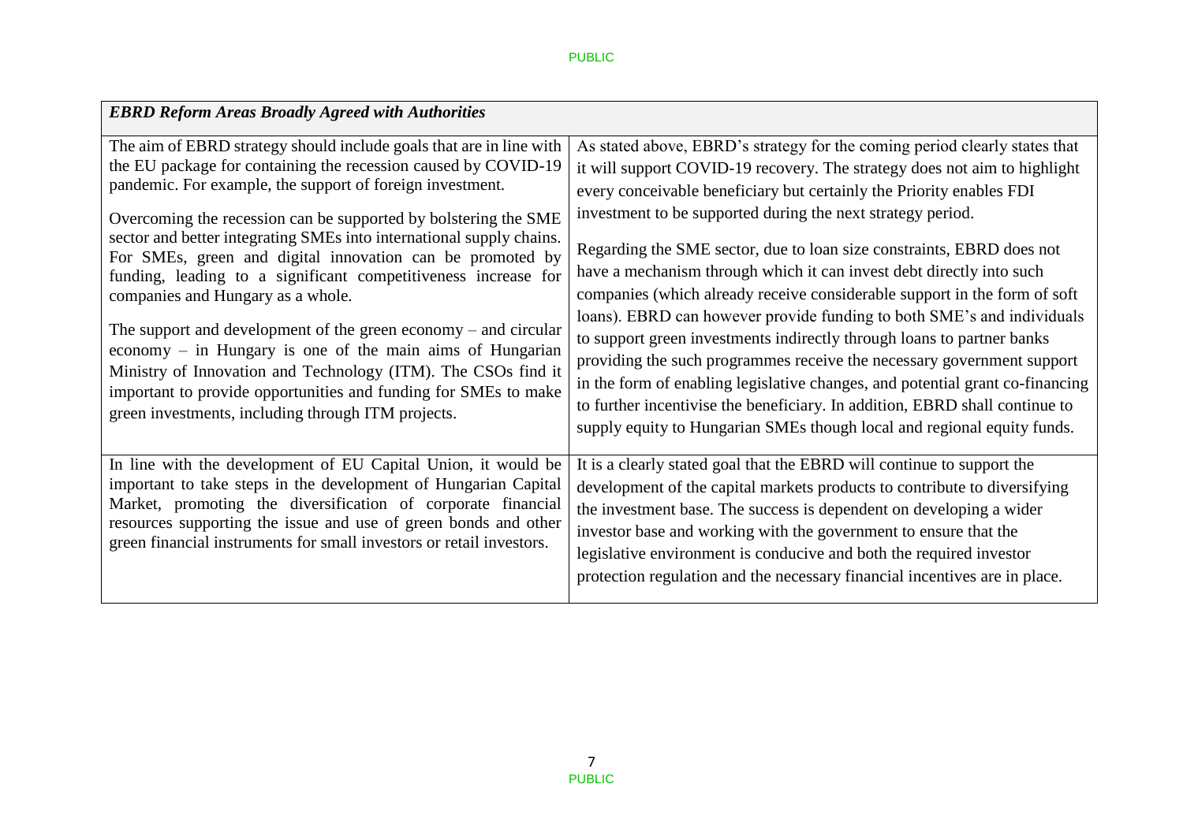| *EBRD Reform Areas Broadly Agreed with Authorities* | |
|---|---|
| The aim of EBRD strategy should include goals that are in line with the EU package for containing the recession caused by COVID-19 pandemic. For example, the support of foreign investment.<br><br>Overcoming the recession can be supported by bolstering the SME sector and better integrating SMEs into international supply chains. For SMEs, green and digital innovation can be promoted by funding, leading to a significant competitiveness increase for companies and Hungary as a whole.<br><br>The support and development of the green economy – and circular economy – in Hungary is one of the main aims of Hungarian Ministry of Innovation and Technology (ITM). The CSOs find it important to provide opportunities and funding for SMEs to make green investments, including through ITM projects. | As stated above, EBRD's strategy for the coming period clearly states that it will support COVID-19 recovery. The strategy does not aim to highlight every conceivable beneficiary but certainly the Priority enables FDI investment to be supported during the next strategy period.<br><br>Regarding the SME sector, due to loan size constraints, EBRD does not have a mechanism through which it can invest debt directly into such companies (which already receive considerable support in the form of soft loans). EBRD can however provide funding to both SME's and individuals to support green investments indirectly through loans to partner banks providing the such programmes receive the necessary government support in the form of enabling legislative changes, and potential grant co-financing to further incentivise the beneficiary. In addition, EBRD shall continue to supply equity to Hungarian SMEs though local and regional equity funds. |
| In line with the development of EU Capital Union, it would be important to take steps in the development of Hungarian Capital Market, promoting the diversification of corporate financial resources supporting the issue and use of green bonds and other green financial instruments for small investors or retail investors. | It is a clearly stated goal that the EBRD will continue to support the development of the capital markets products to contribute to diversifying the investment base. The success is dependent on developing a wider investor base and working with the government to ensure that the legislative environment is conducive and both the required investor protection regulation and the necessary financial incentives are in place. |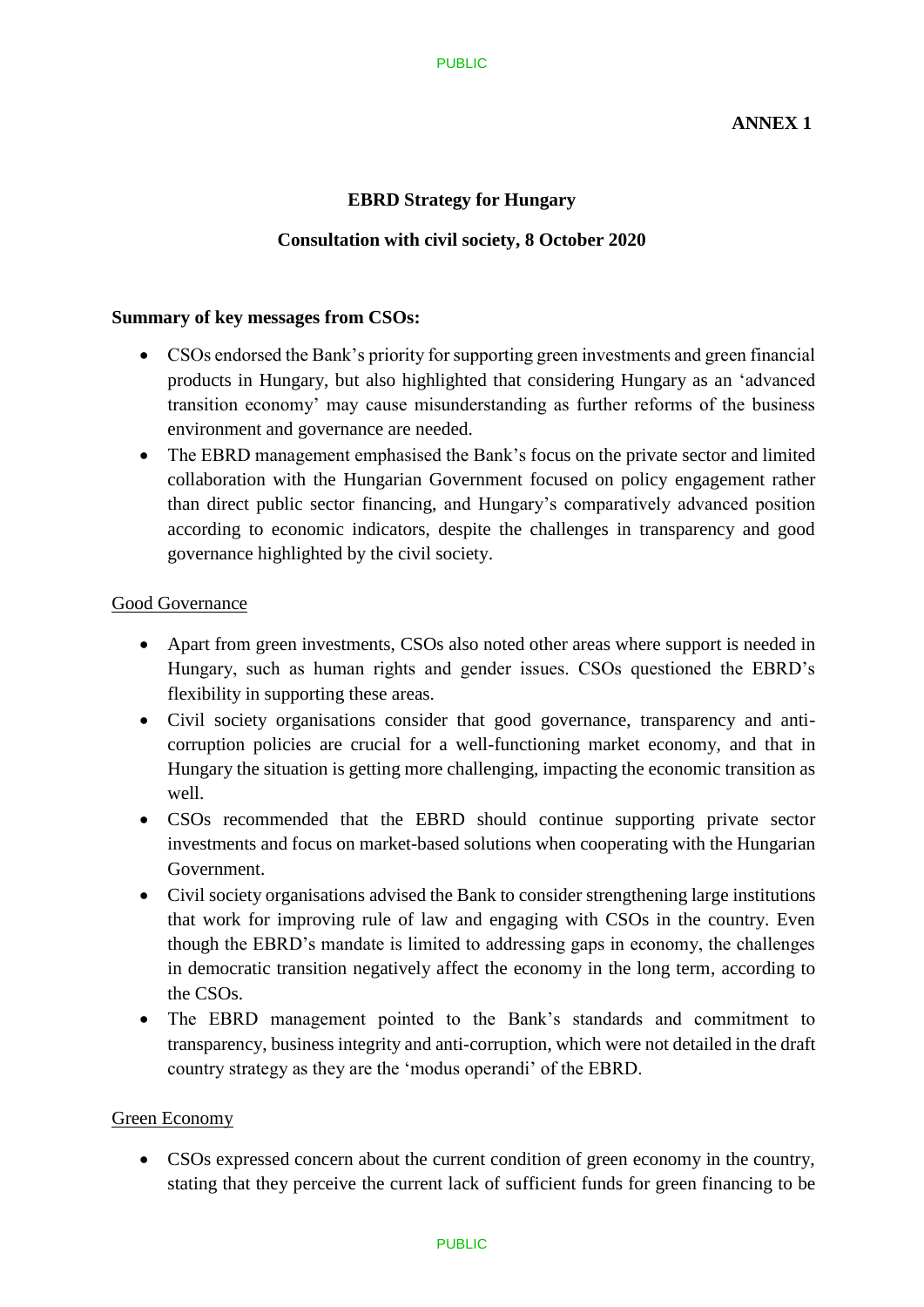**ANNEX 1**

**EBRD Strategy for Hungary**

**Consultation with civil society, 8 October 2020**

**Summary of key messages from CSOs:**

- CSOs endorsed the Bank's priority for supporting green investments and green financial products in Hungary, but also highlighted that considering Hungary as an 'advanced transition economy' may cause misunderstanding as further reforms of the business environment and governance are needed.
- The EBRD management emphasised the Bank's focus on the private sector and limited collaboration with the Hungarian Government focused on policy engagement rather than direct public sector financing, and Hungary's comparatively advanced position according to economic indicators, despite the challenges in transparency and good governance highlighted by the civil society.

Good Governance

- Apart from green investments, CSOs also noted other areas where support is needed in Hungary, such as human rights and gender issues. CSOs questioned the EBRD's flexibility in supporting these areas.
- Civil society organisations consider that good governance, transparency and anti-corruption policies are crucial for a well-functioning market economy, and that in Hungary the situation is getting more challenging, impacting the economic transition as well.
- CSOs recommended that the EBRD should continue supporting private sector investments and focus on market-based solutions when cooperating with the Hungarian Government.
- Civil society organisations advised the Bank to consider strengthening large institutions that work for improving rule of law and engaging with CSOs in the country. Even though the EBRD's mandate is limited to addressing gaps in economy, the challenges in democratic transition negatively affect the economy in the long term, according to the CSOs.
- The EBRD management pointed to the Bank's standards and commitment to transparency, business integrity and anti-corruption, which were not detailed in the draft country strategy as they are the 'modus operandi' of the EBRD.

Green Economy

- CSOs expressed concern about the current condition of green economy in the country, stating that they perceive the current lack of sufficient funds for green financing to be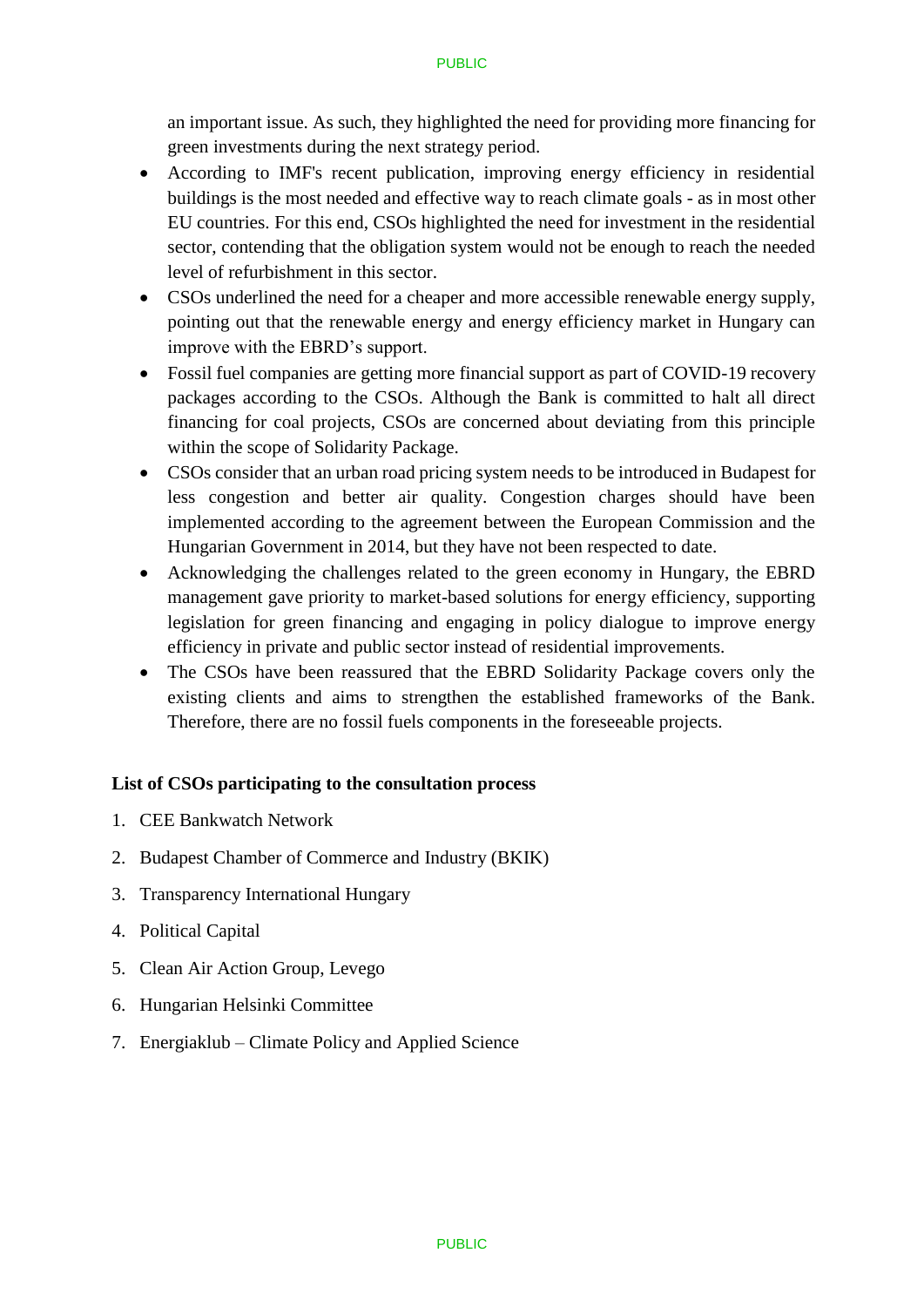an important issue. As such, they highlighted the need for providing more financing for green investments during the next strategy period.

- According to IMF's recent publication, improving energy efficiency in residential buildings is the most needed and effective way to reach climate goals - as in most other EU countries. For this end, CSOs highlighted the need for investment in the residential sector, contending that the obligation system would not be enough to reach the needed level of refurbishment in this sector.
- CSOs underlined the need for a cheaper and more accessible renewable energy supply, pointing out that the renewable energy and energy efficiency market in Hungary can improve with the EBRD's support.
- Fossil fuel companies are getting more financial support as part of COVID-19 recovery packages according to the CSOs. Although the Bank is committed to halt all direct financing for coal projects, CSOs are concerned about deviating from this principle within the scope of Solidarity Package.
- CSOs consider that an urban road pricing system needs to be introduced in Budapest for less congestion and better air quality. Congestion charges should have been implemented according to the agreement between the European Commission and the Hungarian Government in 2014, but they have not been respected to date.
- Acknowledging the challenges related to the green economy in Hungary, the EBRD management gave priority to market-based solutions for energy efficiency, supporting legislation for green financing and engaging in policy dialogue to improve energy efficiency in private and public sector instead of residential improvements.
- The CSOs have been reassured that the EBRD Solidarity Package covers only the existing clients and aims to strengthen the established frameworks of the Bank. Therefore, there are no fossil fuels components in the foreseeable projects.

**List of CSOs participating to the consultation process**

1. CEE Bankwatch Network
2. Budapest Chamber of Commerce and Industry (BKIK)
3. Transparency International Hungary
4. Political Capital
5. Clean Air Action Group, Levego
6. Hungarian Helsinki Committee
7. Energiaklub – Climate Policy and Applied Science